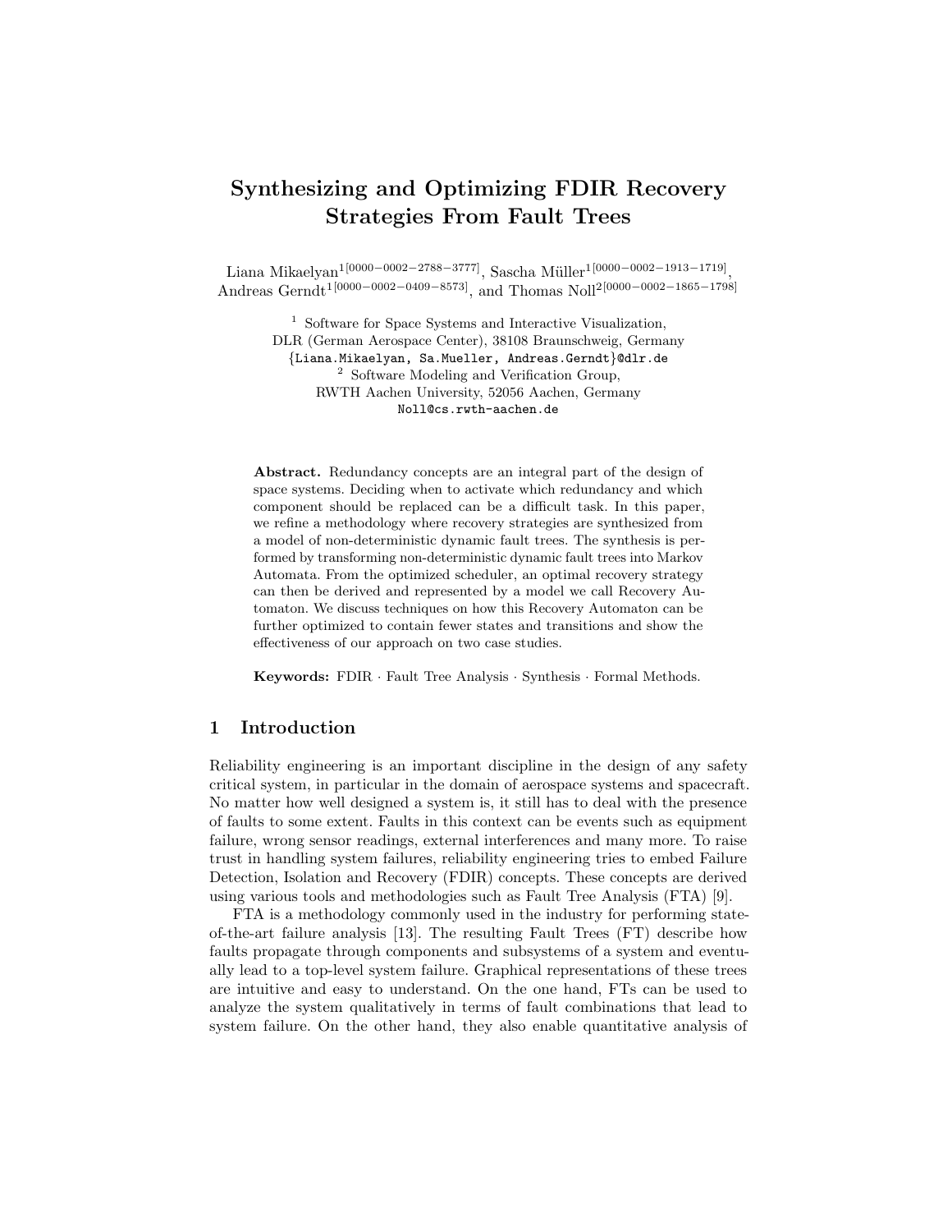# Synthesizing and Optimizing FDIR Recovery Strategies From Fault Trees

Liana Mikaelyan[1[0000−0002−2788−3777]], Sascha Müller[1[0000−0002−1913−1719]], Andreas Gerndt[1[0000−0002−0409−8573]], and Thomas Noll[2[0000−0002−1865−1798]]

[1] Software for Space Systems and Interactive Visualization,
DLR (German Aerospace Center), 38108 Braunschweig, Germany
{Liana.Mikaelyan, Sa.Mueller, Andreas.Gerndt}@dlr.de

[2] Software Modeling and Verification Group,
RWTH Aachen University, 52056 Aachen, Germany
Noll@cs.rwth-aachen.de

**Abstract.** Redundancy concepts are an integral part of the design of space systems. Deciding when to activate which redundancy and which component should be replaced can be a difficult task. In this paper, we refine a methodology where recovery strategies are synthesized from a model of non-deterministic dynamic fault trees. The synthesis is performed by transforming non-deterministic dynamic fault trees into Markov Automata. From the optimized scheduler, an optimal recovery strategy can then be derived and represented by a model we call Recovery Automaton. We discuss techniques on how this Recovery Automaton can be further optimized to contain fewer states and transitions and show the effectiveness of our approach on two case studies.

**Keywords:** FDIR · Fault Tree Analysis · Synthesis · Formal Methods.

## 1 Introduction

Reliability engineering is an important discipline in the design of any safety critical system, in particular in the domain of aerospace systems and spacecraft. No matter how well designed a system is, it still has to deal with the presence of faults to some extent. Faults in this context can be events such as equipment failure, wrong sensor readings, external interferences and many more. To raise trust in handling system failures, reliability engineering tries to embed Failure Detection, Isolation and Recovery (FDIR) concepts. These concepts are derived using various tools and methodologies such as Fault Tree Analysis (FTA) [9].

FTA is a methodology commonly used in the industry for performing state-of-the-art failure analysis [13]. The resulting Fault Trees (FT) describe how faults propagate through components and subsystems of a system and eventually lead to a top-level system failure. Graphical representations of these trees are intuitive and easy to understand. On the one hand, FTs can be used to analyze the system qualitatively in terms of fault combinations that lead to system failure. On the other hand, they also enable quantitative analysis of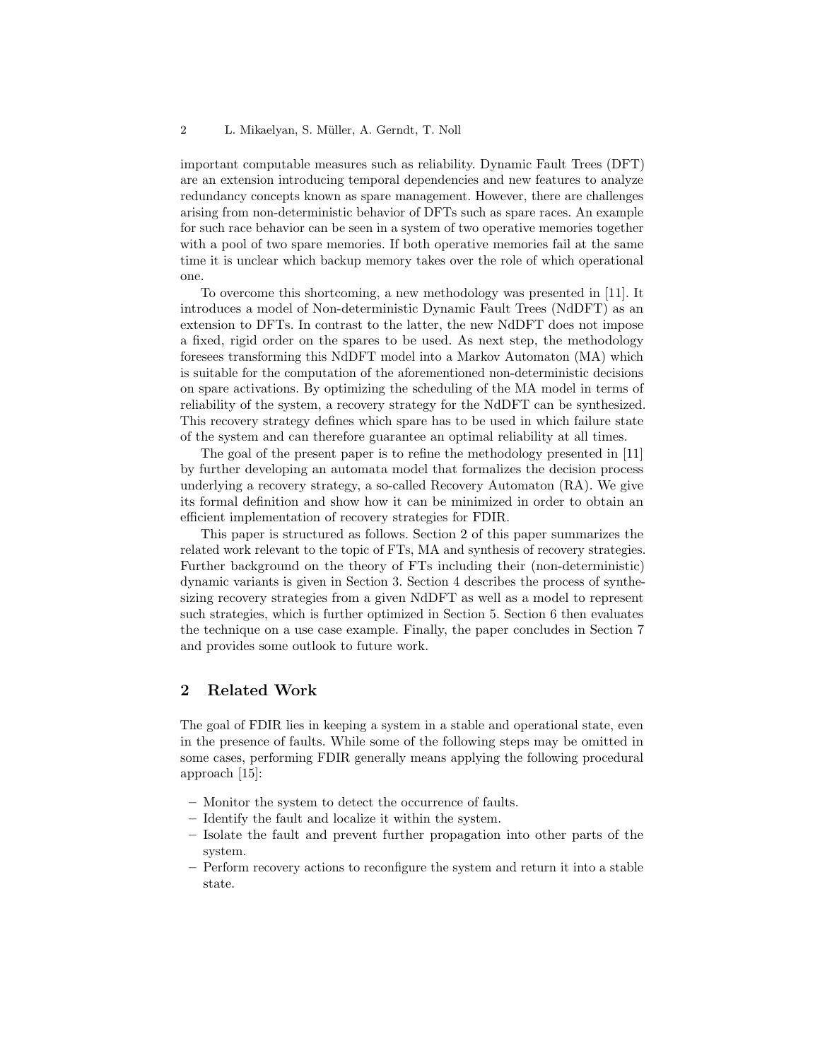important computable measures such as reliability. Dynamic Fault Trees (DFT) are an extension introducing temporal dependencies and new features to analyze redundancy concepts known as spare management. However, there are challenges arising from non-deterministic behavior of DFTs such as spare races. An example for such race behavior can be seen in a system of two operative memories together with a pool of two spare memories. If both operative memories fail at the same time it is unclear which backup memory takes over the role of which operational one.

To overcome this shortcoming, a new methodology was presented in [11]. It introduces a model of Non-deterministic Dynamic Fault Trees (NdDFT) as an extension to DFTs. In contrast to the latter, the new NdDFT does not impose a fixed, rigid order on the spares to be used. As next step, the methodology foresees transforming this NdDFT model into a Markov Automaton (MA) which is suitable for the computation of the aforementioned non-deterministic decisions on spare activations. By optimizing the scheduling of the MA model in terms of reliability of the system, a recovery strategy for the NdDFT can be synthesized. This recovery strategy defines which spare has to be used in which failure state of the system and can therefore guarantee an optimal reliability at all times.

The goal of the present paper is to refine the methodology presented in [11] by further developing an automata model that formalizes the decision process underlying a recovery strategy, a so-called Recovery Automaton (RA). We give its formal definition and show how it can be minimized in order to obtain an efficient implementation of recovery strategies for FDIR.

This paper is structured as follows. Section 2 of this paper summarizes the related work relevant to the topic of FTs, MA and synthesis of recovery strategies. Further background on the theory of FTs including their (non-deterministic) dynamic variants is given in Section 3. Section 4 describes the process of synthesizing recovery strategies from a given NdDFT as well as a model to represent such strategies, which is further optimized in Section 5. Section 6 then evaluates the technique on a use case example. Finally, the paper concludes in Section 7 and provides some outlook to future work.

## 2 Related Work

The goal of FDIR lies in keeping a system in a stable and operational state, even in the presence of faults. While some of the following steps may be omitted in some cases, performing FDIR generally means applying the following procedural approach [15]:

- Monitor the system to detect the occurrence of faults.
- Identify the fault and localize it within the system.
- Isolate the fault and prevent further propagation into other parts of the system.
- Perform recovery actions to reconfigure the system and return it into a stable state.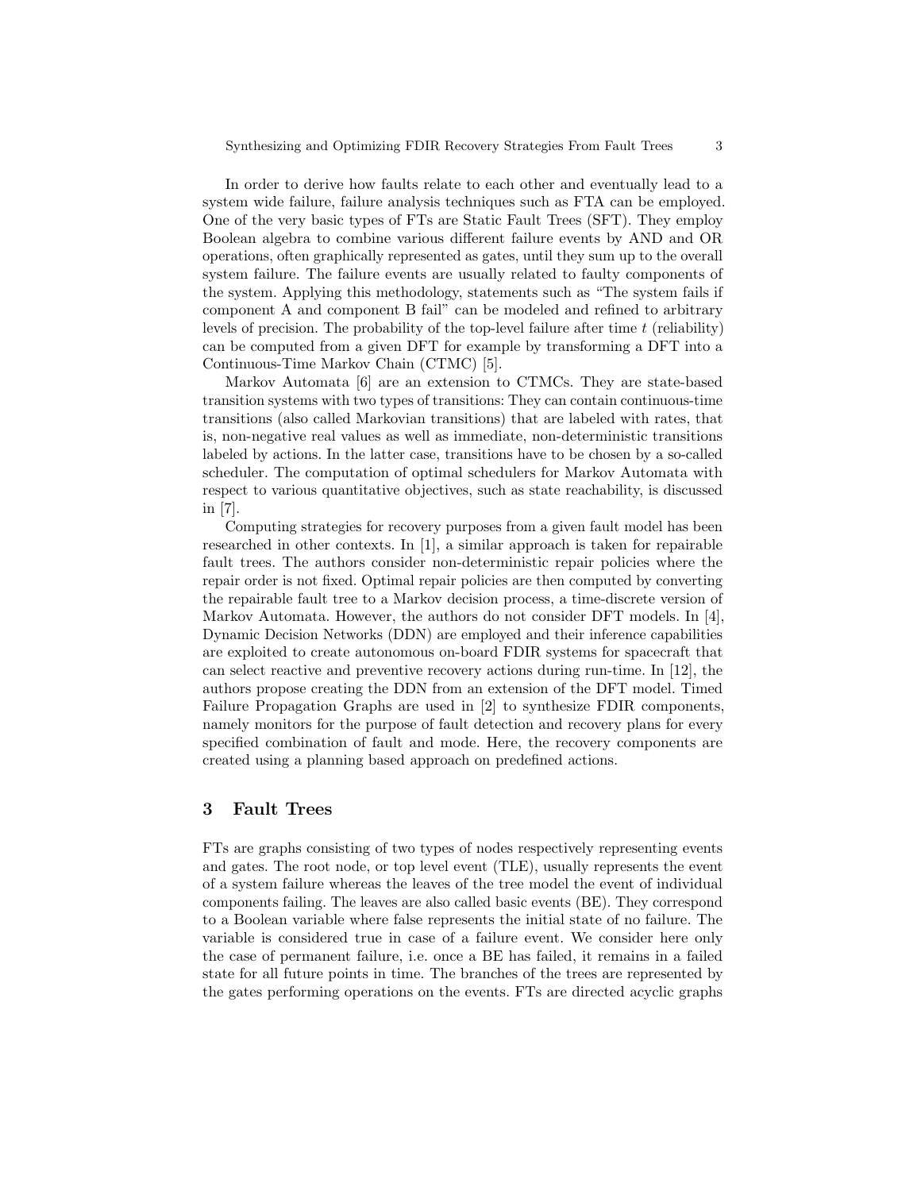In order to derive how faults relate to each other and eventually lead to a system wide failure, failure analysis techniques such as FTA can be employed. One of the very basic types of FTs are Static Fault Trees (SFT). They employ Boolean algebra to combine various different failure events by AND and OR operations, often graphically represented as gates, until they sum up to the overall system failure. The failure events are usually related to faulty components of the system. Applying this methodology, statements such as "The system fails if component A and component B fail" can be modeled and refined to arbitrary levels of precision. The probability of the top-level failure after time $t$ (reliability) can be computed from a given DFT for example by transforming a DFT into a Continuous-Time Markov Chain (CTMC) [5].

Markov Automata [6] are an extension to CTMCs. They are state-based transition systems with two types of transitions: They can contain continuous-time transitions (also called Markovian transitions) that are labeled with rates, that is, non-negative real values as well as immediate, non-deterministic transitions labeled by actions. In the latter case, transitions have to be chosen by a so-called scheduler. The computation of optimal schedulers for Markov Automata with respect to various quantitative objectives, such as state reachability, is discussed in [7].

Computing strategies for recovery purposes from a given fault model has been researched in other contexts. In [1], a similar approach is taken for repairable fault trees. The authors consider non-deterministic repair policies where the repair order is not fixed. Optimal repair policies are then computed by converting the repairable fault tree to a Markov decision process, a time-discrete version of Markov Automata. However, the authors do not consider DFT models. In [4], Dynamic Decision Networks (DDN) are employed and their inference capabilities are exploited to create autonomous on-board FDIR systems for spacecraft that can select reactive and preventive recovery actions during run-time. In [12], the authors propose creating the DDN from an extension of the DFT model. Timed Failure Propagation Graphs are used in [2] to synthesize FDIR components, namely monitors for the purpose of fault detection and recovery plans for every specified combination of fault and mode. Here, the recovery components are created using a planning based approach on predefined actions.

## 3 Fault Trees

FTs are graphs consisting of two types of nodes respectively representing events and gates. The root node, or top level event (TLE), usually represents the event of a system failure whereas the leaves of the tree model the event of individual components failing. The leaves are also called basic events (BE). They correspond to a Boolean variable where false represents the initial state of no failure. The variable is considered true in case of a failure event. We consider here only the case of permanent failure, i.e. once a BE has failed, it remains in a failed state for all future points in time. The branches of the trees are represented by the gates performing operations on the events. FTs are directed acyclic graphs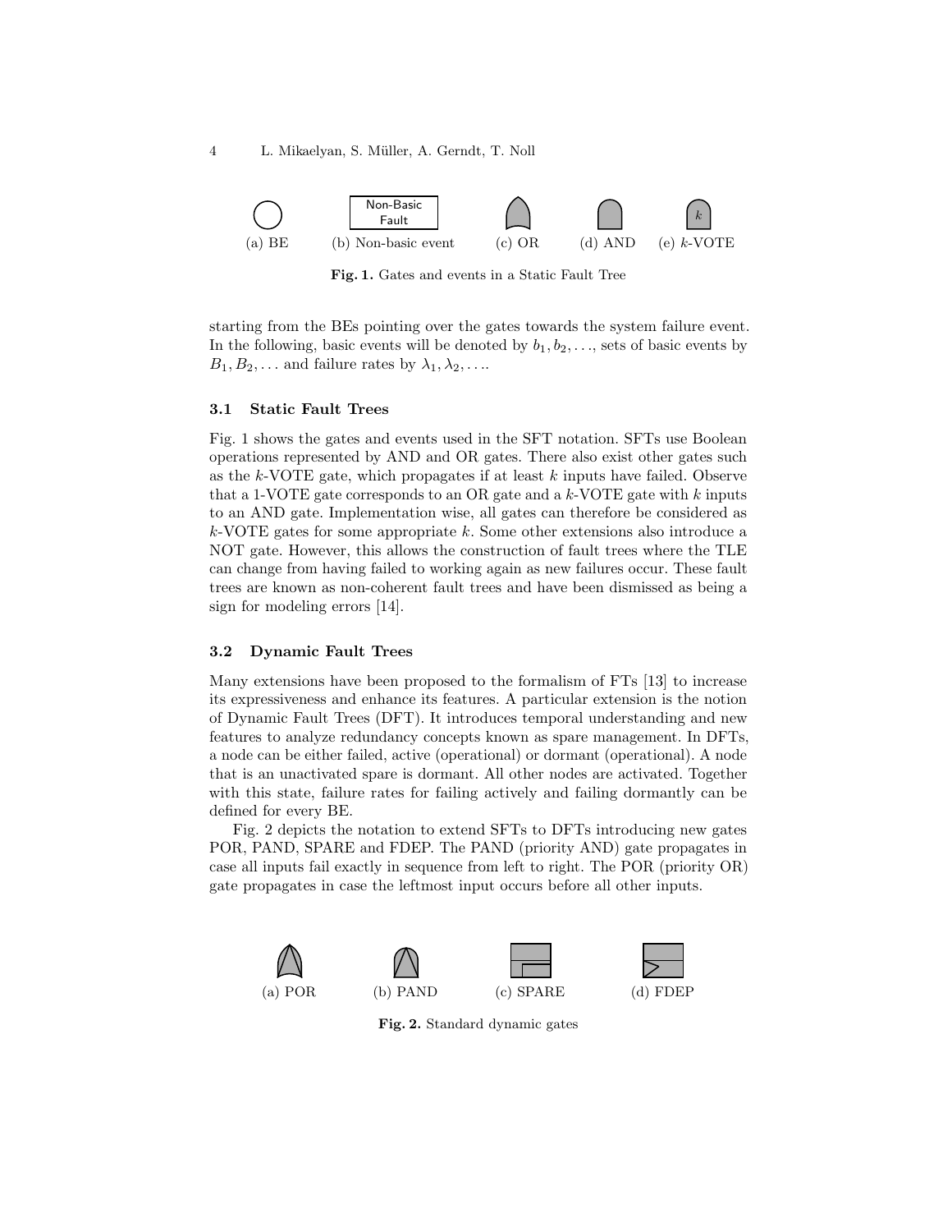Fig. 1. Gates and events in a Static Fault Tree

starting from the BEs pointing over the gates towards the system failure event. In the following, basic events will be denoted by $b_1, b_2, \ldots$, sets of basic events by $B_1, B_2, \ldots$ and failure rates by $\lambda_1, \lambda_2, \ldots$.

### 3.1 Static Fault Trees

Fig. 1 shows the gates and events used in the SFT notation. SFTs use Boolean operations represented by AND and OR gates. There also exist other gates such as the $k$-VOTE gate, which propagates if at least $k$ inputs have failed. Observe that a 1-VOTE gate corresponds to an OR gate and a $k$-VOTE gate with $k$ inputs to an AND gate. Implementation wise, all gates can therefore be considered as $k$-VOTE gates for some appropriate $k$. Some other extensions also introduce a NOT gate. However, this allows the construction of fault trees where the TLE can change from having failed to working again as new failures occur. These fault trees are known as non-coherent fault trees and have been dismissed as being a sign for modeling errors [14].

### 3.2 Dynamic Fault Trees

Many extensions have been proposed to the formalism of FTs [13] to increase its expressiveness and enhance its features. A particular extension is the notion of Dynamic Fault Trees (DFT). It introduces temporal understanding and new features to analyze redundancy concepts known as spare management. In DFTs, a node can be either failed, active (operational) or dormant (operational). A node that is an unactivated spare is dormant. All other nodes are activated. Together with this state, failure rates for failing actively and failing dormantly can be defined for every BE.

Fig. 2 depicts the notation to extend SFTs to DFTs introducing new gates POR, PAND, SPARE and FDEP. The PAND (priority AND) gate propagates in case all inputs fail exactly in sequence from left to right. The POR (priority OR) gate propagates in case the leftmost input occurs before all other inputs.

Fig. 2. Standard dynamic gates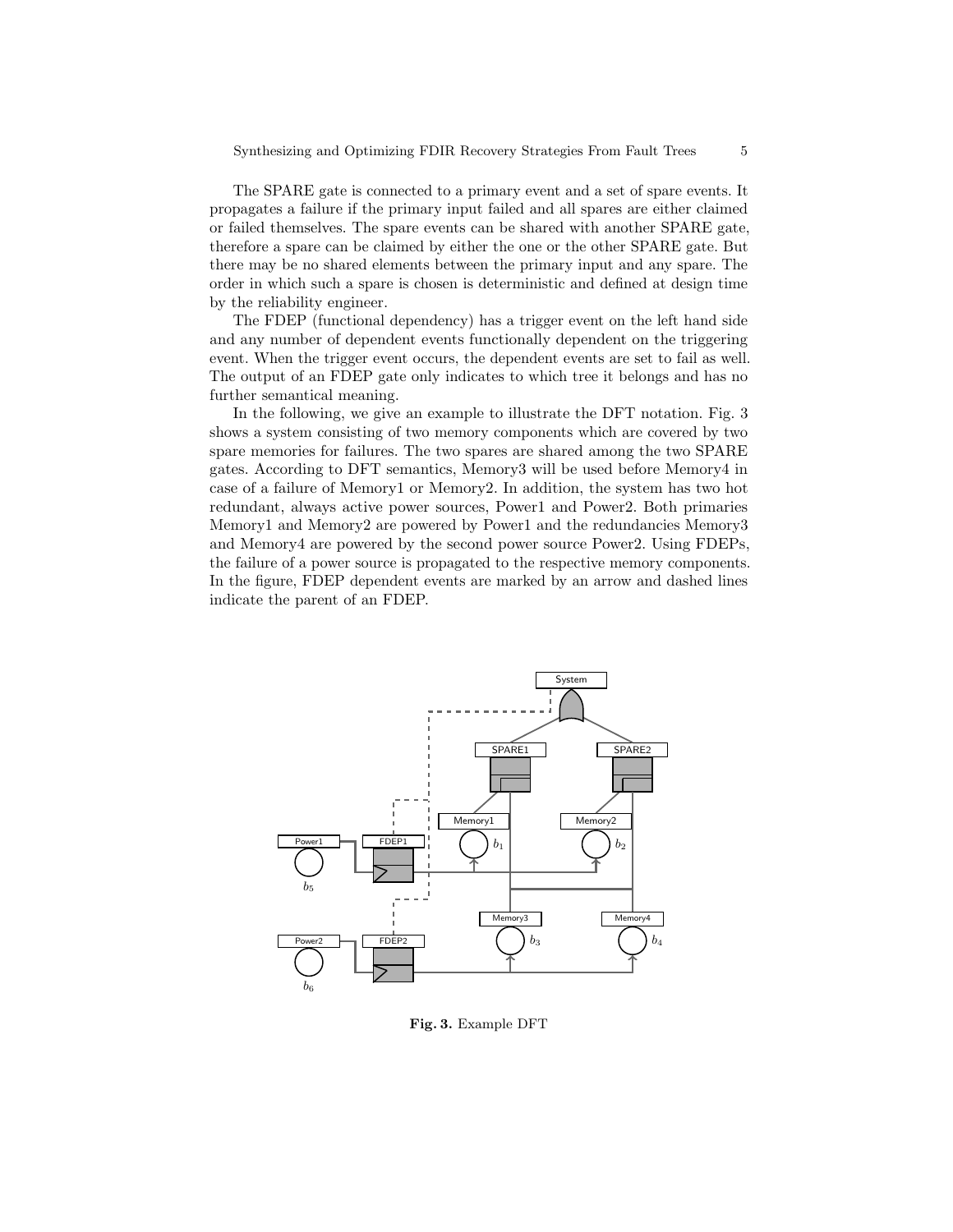The SPARE gate is connected to a primary event and a set of spare events. It propagates a failure if the primary input failed and all spares are either claimed or failed themselves. The spare events can be shared with another SPARE gate, therefore a spare can be claimed by either the one or the other SPARE gate. But there may be no shared elements between the primary input and any spare. The order in which such a spare is chosen is deterministic and defined at design time by the reliability engineer.

The FDEP (functional dependency) has a trigger event on the left hand side and any number of dependent events functionally dependent on the triggering event. When the trigger event occurs, the dependent events are set to fail as well. The output of an FDEP gate only indicates to which tree it belongs and has no further semantical meaning.

In the following, we give an example to illustrate the DFT notation. Fig. 3 shows a system consisting of two memory components which are covered by two spare memories for failures. The two spares are shared among the two SPARE gates. According to DFT semantics, Memory3 will be used before Memory4 in case of a failure of Memory1 or Memory2. In addition, the system has two hot redundant, always active power sources, Power1 and Power2. Both primaries Memory1 and Memory2 are powered by Power1 and the redundancies Memory3 and Memory4 are powered by the second power source Power2. Using FDEPs, the failure of a power source is propagated to the respective memory components. In the figure, FDEP dependent events are marked by an arrow and dashed lines indicate the parent of an FDEP.

**Fig. 3.** Example DFT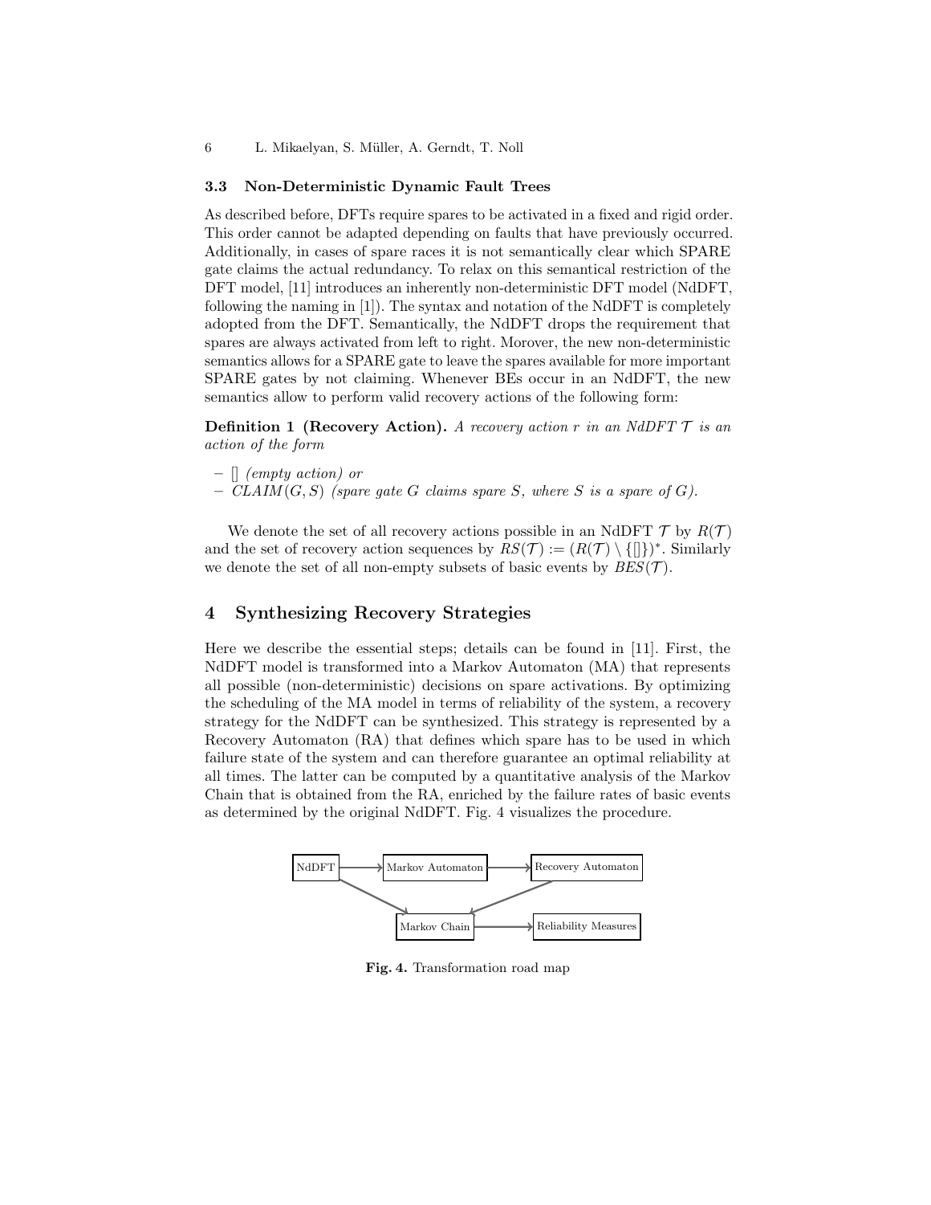### 3.3 Non-Deterministic Dynamic Fault Trees

As described before, DFTs require spares to be activated in a fixed and rigid order. This order cannot be adapted depending on faults that have previously occurred. Additionally, in cases of spare races it is not semantically clear which SPARE gate claims the actual redundancy. To relax on this semantical restriction of the DFT model, [11] introduces an inherently non-deterministic DFT model (NdDFT, following the naming in [1]). The syntax and notation of the NdDFT is completely adopted from the DFT. Semantically, the NdDFT drops the requirement that spares are always activated from left to right. Morover, the new non-deterministic semantics allows for a SPARE gate to leave the spares available for more important SPARE gates by not claiming. Whenever BEs occur in an NdDFT, the new semantics allow to perform valid recovery actions of the following form:

**Definition 1 (Recovery Action).** *A recovery action $r$ in an NdDFT $\mathcal{T}$ is an action of the form*

- *[] (empty action) or*
- *$CLAIM(G, S)$ (spare gate $G$ claims spare $S$, where $S$ is a spare of $G$).*

We denote the set of all recovery actions possible in an NdDFT $\mathcal{T}$ by $R(\mathcal{T})$ and the set of recovery action sequences by $RS(\mathcal{T}) := (R(\mathcal{T}) \setminus \{[]\})^*$. Similarly we denote the set of all non-empty subsets of basic events by $BES(\mathcal{T})$.

## 4 Synthesizing Recovery Strategies

Here we describe the essential steps; details can be found in [11]. First, the NdDFT model is transformed into a Markov Automaton (MA) that represents all possible (non-deterministic) decisions on spare activations. By optimizing the scheduling of the MA model in terms of reliability of the system, a recovery strategy for the NdDFT can be synthesized. This strategy is represented by a Recovery Automaton (RA) that defines which spare has to be used in which failure state of the system and can therefore guarantee an optimal reliability at all times. The latter can be computed by a quantitative analysis of the Markov Chain that is obtained from the RA, enriched by the failure rates of basic events as determined by the original NdDFT. Fig. 4 visualizes the procedure.

NdDFT → Markov Automaton → Recovery Automaton; NdDFT → Markov Chain; Recovery Automaton → Markov Chain; Markov Chain → Reliability Measures

**Fig. 4.** Transformation road map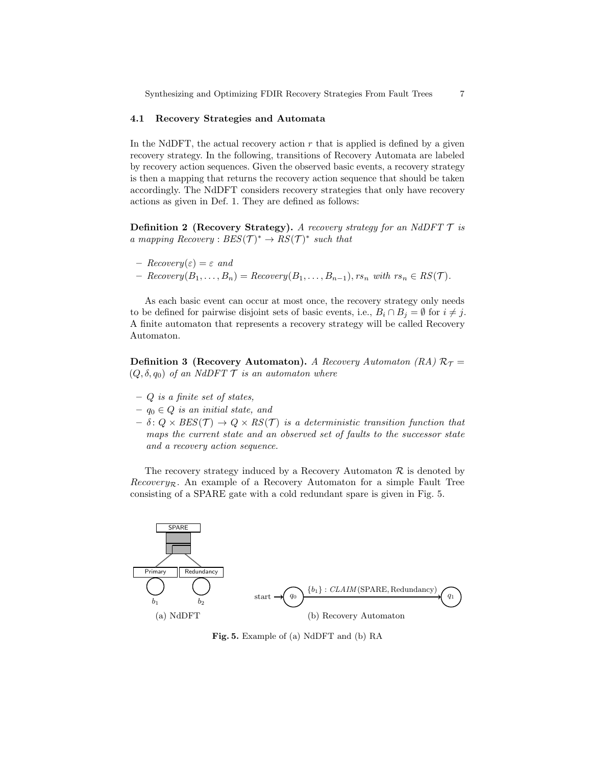### 4.1 Recovery Strategies and Automata

In the NdDFT, the actual recovery action $r$ that is applied is defined by a given recovery strategy. In the following, transitions of Recovery Automata are labeled by recovery action sequences. Given the observed basic events, a recovery strategy is then a mapping that returns the recovery action sequence that should be taken accordingly. The NdDFT considers recovery strategies that only have recovery actions as given in Def. 1. They are defined as follows:

**Definition 2 (Recovery Strategy).** *A recovery strategy for an NdDFT $\mathcal{T}$ is a mapping $Recovery: BES(\mathcal{T})^* \to RS(\mathcal{T})^*$ such that*

- $Recovery(\varepsilon) = \varepsilon$ *and*
- $Recovery(B_1, \ldots, B_n) = Recovery(B_1, \ldots, B_{n-1}), rs_n$ *with* $rs_n \in RS(\mathcal{T})$.

As each basic event can occur at most once, the recovery strategy only needs to be defined for pairwise disjoint sets of basic events, i.e., $B_i \cap B_j = \emptyset$ for $i \neq j$. A finite automaton that represents a recovery strategy will be called Recovery Automaton.

**Definition 3 (Recovery Automaton).** *A Recovery Automaton (RA) $\mathcal{R}_{\mathcal{T}} = (Q, \delta, q_0)$ of an NdDFT $\mathcal{T}$ is an automaton where*

- *$Q$ is a finite set of states,*
- *$q_0 \in Q$ is an initial state, and*
- *$\delta: Q \times BES(\mathcal{T}) \to Q \times RS(\mathcal{T})$ is a deterministic transition function that maps the current state and an observed set of faults to the successor state and a recovery action sequence.*

The recovery strategy induced by a Recovery Automaton $\mathcal{R}$ is denoted by $Recovery_{\mathcal{R}}$. An example of a Recovery Automaton for a simple Fault Tree consisting of a SPARE gate with a cold redundant spare is given in Fig. 5.

(a) NdDFT (b) Recovery Automaton

**Fig. 5.** Example of (a) NdDFT and (b) RA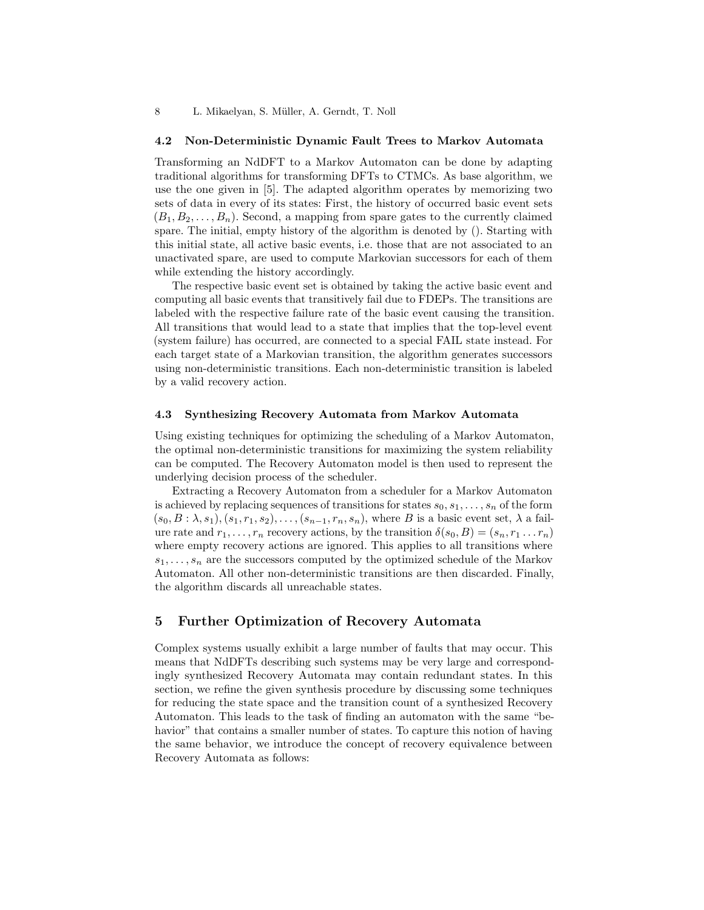### 4.2 Non-Deterministic Dynamic Fault Trees to Markov Automata

Transforming an NdDFT to a Markov Automaton can be done by adapting traditional algorithms for transforming DFTs to CTMCs. As base algorithm, we use the one given in [5]. The adapted algorithm operates by memorizing two sets of data in every of its states: First, the history of occurred basic event sets $(B_1, B_2, \ldots, B_n)$. Second, a mapping from spare gates to the currently claimed spare. The initial, empty history of the algorithm is denoted by $()$. Starting with this initial state, all active basic events, i.e. those that are not associated to an unactivated spare, are used to compute Markovian successors for each of them while extending the history accordingly.

The respective basic event set is obtained by taking the active basic event and computing all basic events that transitively fail due to FDEPs. The transitions are labeled with the respective failure rate of the basic event causing the transition. All transitions that would lead to a state that implies that the top-level event (system failure) has occurred, are connected to a special FAIL state instead. For each target state of a Markovian transition, the algorithm generates successors using non-deterministic transitions. Each non-deterministic transition is labeled by a valid recovery action.

### 4.3 Synthesizing Recovery Automata from Markov Automata

Using existing techniques for optimizing the scheduling of a Markov Automaton, the optimal non-deterministic transitions for maximizing the system reliability can be computed. The Recovery Automaton model is then used to represent the underlying decision process of the scheduler.

Extracting a Recovery Automaton from a scheduler for a Markov Automaton is achieved by replacing sequences of transitions for states $s_0, s_1, \ldots, s_n$ of the form $(s_0, B : \lambda, s_1), (s_1, r_1, s_2), \ldots, (s_{n-1}, r_n, s_n)$, where $B$ is a basic event set, $\lambda$ a failure rate and $r_1, \ldots, r_n$ recovery actions, by the transition $\delta(s_0, B) = (s_n, r_1 \ldots r_n)$ where empty recovery actions are ignored. This applies to all transitions where $s_1, \ldots, s_n$ are the successors computed by the optimized schedule of the Markov Automaton. All other non-deterministic transitions are then discarded. Finally, the algorithm discards all unreachable states.

## 5 Further Optimization of Recovery Automata

Complex systems usually exhibit a large number of faults that may occur. This means that NdDFTs describing such systems may be very large and correspondingly synthesized Recovery Automata may contain redundant states. In this section, we refine the given synthesis procedure by discussing some techniques for reducing the state space and the transition count of a synthesized Recovery Automaton. This leads to the task of finding an automaton with the same "behavior" that contains a smaller number of states. To capture this notion of having the same behavior, we introduce the concept of recovery equivalence between Recovery Automata as follows: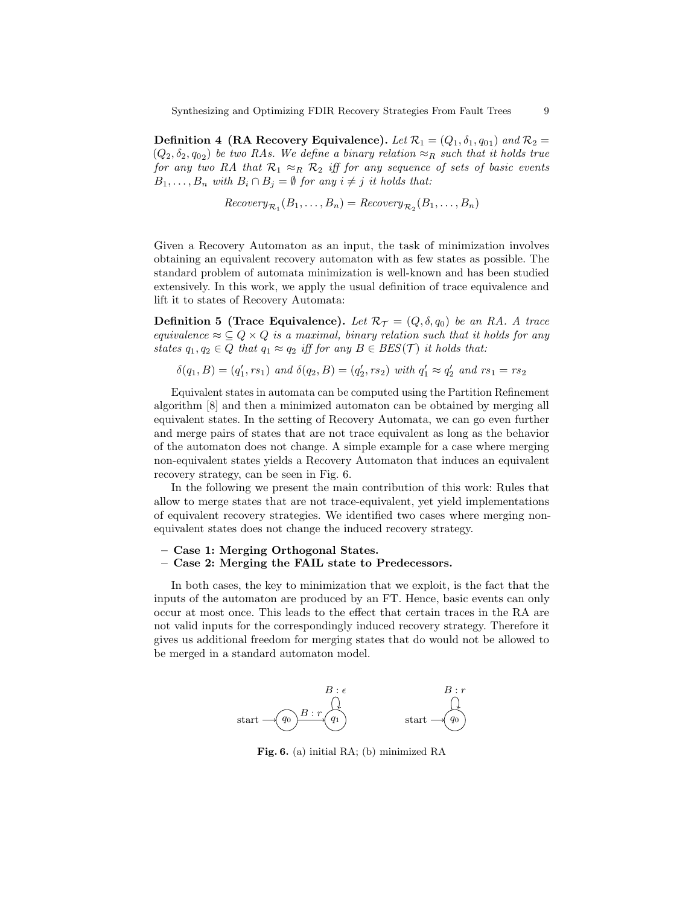**Definition 4 (RA Recovery Equivalence).** *Let $\mathcal{R}_1 = (Q_1, \delta_1, q_{01})$ and $\mathcal{R}_2 = (Q_2, \delta_2, q_{02})$ be two RAs. We define a binary relation $\approx_R$ such that it holds true for any two RA that $\mathcal{R}_1 \approx_R \mathcal{R}_2$ iff for any sequence of sets of basic events $B_1, \ldots, B_n$ with $B_i \cap B_j = \emptyset$ for any $i \neq j$ it holds that:*

$$Recovery_{\mathcal{R}_1}(B_1, \ldots, B_n) = Recovery_{\mathcal{R}_2}(B_1, \ldots, B_n)$$

Given a Recovery Automaton as an input, the task of minimization involves obtaining an equivalent recovery automaton with as few states as possible. The standard problem of automata minimization is well-known and has been studied extensively. In this work, we apply the usual definition of trace equivalence and lift it to states of Recovery Automata:

**Definition 5 (Trace Equivalence).** *Let $\mathcal{R}_{\mathcal{T}} = (Q, \delta, q_0)$ be an RA. A trace equivalence $\approx \subseteq Q \times Q$ is a maximal, binary relation such that it holds for any states $q_1, q_2 \in Q$ that $q_1 \approx q_2$ iff for any $B \in BES(\mathcal{T})$ it holds that:*

$$\delta(q_1, B) = (q_1', rs_1) \text{ and } \delta(q_2, B) = (q_2', rs_2) \text{ with } q_1' \approx q_2' \text{ and } rs_1 = rs_2$$

Equivalent states in automata can be computed using the Partition Refinement algorithm [8] and then a minimized automaton can be obtained by merging all equivalent states. In the setting of Recovery Automata, we can go even further and merge pairs of states that are not trace equivalent as long as the behavior of the automaton does not change. A simple example for a case where merging non-equivalent states yields a Recovery Automaton that induces an equivalent recovery strategy, can be seen in Fig. 6.

In the following we present the main contribution of this work: Rules that allow to merge states that are not trace-equivalent, yet yield implementations of equivalent recovery strategies. We identified two cases where merging non-equivalent states does not change the induced recovery strategy.

- **Case 1: Merging Orthogonal States.**
- **Case 2: Merging the FAIL state to Predecessors.**

In both cases, the key to minimization that we exploit, is the fact that the inputs of the automaton are produced by an FT. Hence, basic events can only occur at most once. This leads to the effect that certain traces in the RA are not valid inputs for the correspondingly induced recovery strategy. Therefore it gives us additional freedom for merging states that do would not be allowed to be merged in a standard automaton model.

**Fig. 6.** (a) initial RA; (b) minimized RA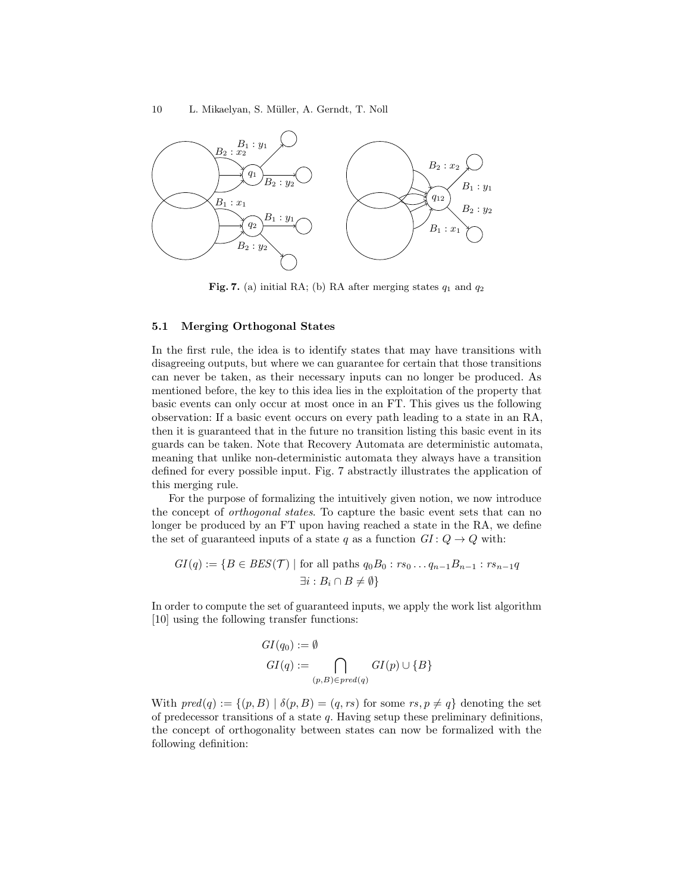**Fig. 7.** (a) initial RA; (b) RA after merging states $q_1$ and $q_2$

### 5.1 Merging Orthogonal States

In the first rule, the idea is to identify states that may have transitions with disagreeing outputs, but where we can guarantee for certain that those transitions can never be taken, as their necessary inputs can no longer be produced. As mentioned before, the key to this idea lies in the exploitation of the property that basic events can only occur at most once in an FT. This gives us the following observation: If a basic event occurs on every path leading to a state in an RA, then it is guaranteed that in the future no transition listing this basic event in its guards can be taken. Note that Recovery Automata are deterministic automata, meaning that unlike non-deterministic automata they always have a transition defined for every possible input. Fig. 7 abstractly illustrates the application of this merging rule.

For the purpose of formalizing the intuitively given notion, we now introduce the concept of *orthogonal states*. To capture the basic event sets that can no longer be produced by an FT upon having reached a state in the RA, we define the set of guaranteed inputs of a state $q$ as a function $GI\colon Q \to Q$ with:

$$GI(q) := \{B \in BES(\mathcal{T}) \mid \text{for all paths } q_0 B_0 : rs_0 \ldots q_{n-1} B_{n-1} : rs_{n-1} q \\ \exists i : B_i \cap B \neq \emptyset\}$$

In order to compute the set of guaranteed inputs, we apply the work list algorithm [10] using the following transfer functions:

$$GI(q_0) := \emptyset$$

$$GI(q) := \bigcap_{(p,B) \in pred(q)} GI(p) \cup \{B\}$$

With $pred(q) := \{(p, B) \mid \delta(p, B) = (q, rs) \text{ for some } rs, p \neq q\}$ denoting the set of predecessor transitions of a state $q$. Having setup these preliminary definitions, the concept of orthogonality between states can now be formalized with the following definition: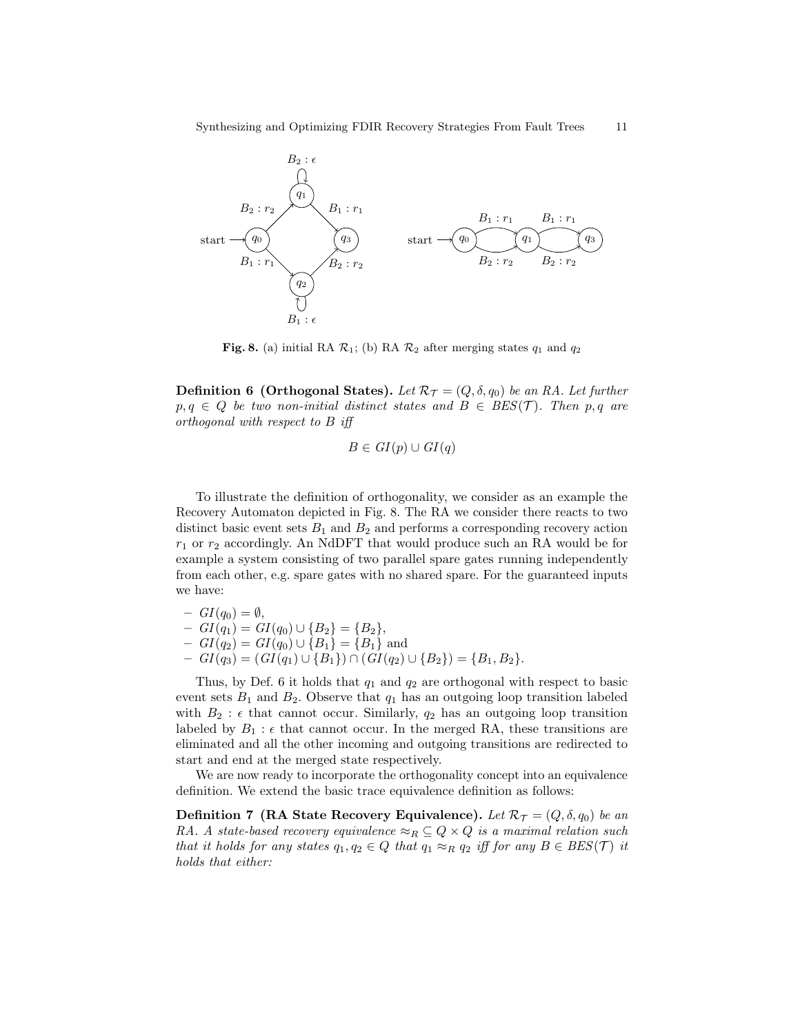Fig. 8. (a) initial RA $\mathcal{R}_1$; (b) RA $\mathcal{R}_2$ after merging states $q_1$ and $q_2$

**Definition 6 (Orthogonal States).** *Let $\mathcal{R}_\mathcal{T} = (Q, \delta, q_0)$ be an RA. Let further $p, q \in Q$ be two non-initial distinct states and $B \in BES(\mathcal{T})$. Then $p, q$ are orthogonal with respect to $B$ iff*

$$B \in GI(p) \cup GI(q)$$

To illustrate the definition of orthogonality, we consider as an example the Recovery Automaton depicted in Fig. 8. The RA we consider there reacts to two distinct basic event sets $B_1$ and $B_2$ and performs a corresponding recovery action $r_1$ or $r_2$ accordingly. An NdDFT that would produce such an RA would be for example a system consisting of two parallel spare gates running independently from each other, e.g. spare gates with no shared spare. For the guaranteed inputs we have:

- $GI(q_0) = \emptyset$,
- $GI(q_1) = GI(q_0) \cup \{B_2\} = \{B_2\}$,
- $GI(q_2) = GI(q_0) \cup \{B_1\} = \{B_1\}$ and
- $GI(q_3) = (GI(q_1) \cup \{B_1\}) \cap (GI(q_2) \cup \{B_2\}) = \{B_1, B_2\}$.

Thus, by Def. 6 it holds that $q_1$ and $q_2$ are orthogonal with respect to basic event sets $B_1$ and $B_2$. Observe that $q_1$ has an outgoing loop transition labeled with $B_2 : \epsilon$ that cannot occur. Similarly, $q_2$ has an outgoing loop transition labeled by $B_1 : \epsilon$ that cannot occur. In the merged RA, these transitions are eliminated and all the other incoming and outgoing transitions are redirected to start and end at the merged state respectively.

We are now ready to incorporate the orthogonality concept into an equivalence definition. We extend the basic trace equivalence definition as follows:

**Definition 7 (RA State Recovery Equivalence).** *Let $\mathcal{R}_\mathcal{T} = (Q, \delta, q_0)$ be an RA. A state-based recovery equivalence $\approx_R \subseteq Q \times Q$ is a maximal relation such that it holds for any states $q_1, q_2 \in Q$ that $q_1 \approx_R q_2$ iff for any $B \in BES(\mathcal{T})$ it holds that either:*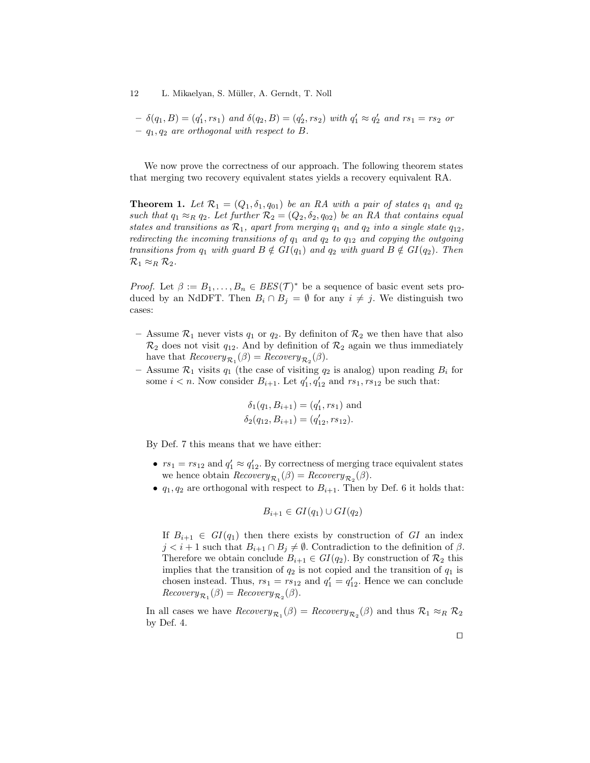– $\delta(q_1, B) = (q'_1, rs_1)$ *and* $\delta(q_2, B) = (q'_2, rs_2)$ *with* $q'_1 \approx q'_2$ *and* $rs_1 = rs_2$ *or*
– $q_1, q_2$ *are orthogonal with respect to* $B$.

We now prove the correctness of our approach. The following theorem states that merging two recovery equivalent states yields a recovery equivalent RA.

**Theorem 1.** *Let* $\mathcal{R}_1 = (Q_1, \delta_1, q_{01})$ *be an RA with a pair of states* $q_1$ *and* $q_2$ *such that* $q_1 \approx_R q_2$. *Let further* $\mathcal{R}_2 = (Q_2, \delta_2, q_{02})$ *be an RA that contains equal states and transitions as* $\mathcal{R}_1$, *apart from merging* $q_1$ *and* $q_2$ *into a single state* $q_{12}$, *redirecting the incoming transitions of* $q_1$ *and* $q_2$ *to* $q_{12}$ *and copying the outgoing transitions from* $q_1$ *with guard* $B \notin GI(q_1)$ *and* $q_2$ *with guard* $B \notin GI(q_2)$. *Then* $\mathcal{R}_1 \approx_R \mathcal{R}_2$.

*Proof.* Let $\beta := B_1, \ldots, B_n \in BES(\mathcal{T})^*$ be a sequence of basic event sets produced by an NdDFT. Then $B_i \cap B_j = \emptyset$ for any $i \neq j$. We distinguish two cases:

– Assume $\mathcal{R}_1$ never vists $q_1$ or $q_2$. By definiton of $\mathcal{R}_2$ we then have that also $\mathcal{R}_2$ does not visit $q_{12}$. And by definition of $\mathcal{R}_2$ again we thus immediately have that $Recovery_{\mathcal{R}_1}(\beta) = Recovery_{\mathcal{R}_2}(\beta)$.
– Assume $\mathcal{R}_1$ visits $q_1$ (the case of visiting $q_2$ is analog) upon reading $B_i$ for some $i < n$. Now consider $B_{i+1}$. Let $q'_1, q'_{12}$ and $rs_1, rs_{12}$ be such that:

$$\delta_1(q_1, B_{i+1}) = (q'_1, rs_1) \text{ and}$$
$$\delta_2(q_{12}, B_{i+1}) = (q'_{12}, rs_{12}).$$

By Def. 7 this means that we have either:

  - $rs_1 = rs_{12}$ and $q'_1 \approx q'_{12}$. By correctness of merging trace equivalent states we hence obtain $Recovery_{\mathcal{R}_1}(\beta) = Recovery_{\mathcal{R}_2}(\beta)$.
  - $q_1, q_2$ are orthogonal with respect to $B_{i+1}$. Then by Def. 6 it holds that:

$$B_{i+1} \in GI(q_1) \cup GI(q_2)$$

  If $B_{i+1} \in GI(q_1)$ then there exists by construction of $GI$ an index $j < i+1$ such that $B_{i+1} \cap B_j \neq \emptyset$. Contradiction to the definition of $\beta$. Therefore we obtain conclude $B_{i+1} \in GI(q_2)$. By construction of $\mathcal{R}_2$ this implies that the transition of $q_2$ is not copied and the transition of $q_1$ is chosen instead. Thus, $rs_1 = rs_{12}$ and $q'_1 = q'_{12}$. Hence we can conclude $Recovery_{\mathcal{R}_1}(\beta) = Recovery_{\mathcal{R}_2}(\beta)$.

In all cases we have $Recovery_{\mathcal{R}_1}(\beta) = Recovery_{\mathcal{R}_2}(\beta)$ and thus $\mathcal{R}_1 \approx_R \mathcal{R}_2$ by Def. 4.

□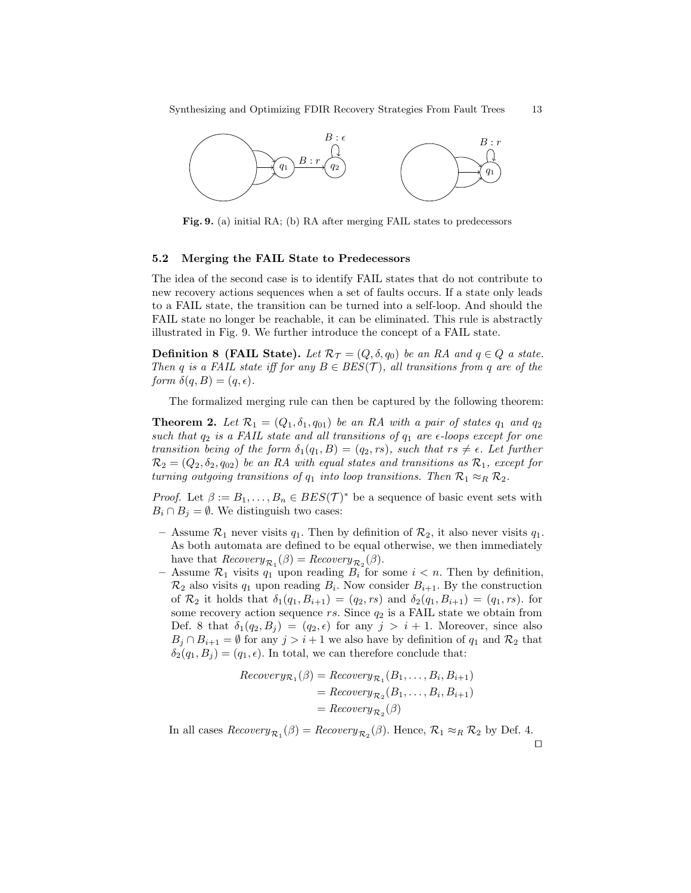Fig. 9. (a) initial RA; (b) RA after merging FAIL states to predecessors

### 5.2 Merging the FAIL State to Predecessors

The idea of the second case is to identify FAIL states that do not contribute to new recovery actions sequences when a set of faults occurs. If a state only leads to a FAIL state, the transition can be turned into a self-loop. And should the FAIL state no longer be reachable, it can be eliminated. This rule is abstractly illustrated in Fig. 9. We further introduce the concept of a FAIL state.

**Definition 8 (FAIL State).** *Let $\mathcal{R}_{\mathcal{T}} = (Q, \delta, q_0)$ be an RA and $q \in Q$ a state. Then $q$ is a FAIL state iff for any $B \in BES(\mathcal{T})$, all transitions from $q$ are of the form $\delta(q, B) = (q, \epsilon)$.*

The formalized merging rule can then be captured by the following theorem:

**Theorem 2.** *Let $\mathcal{R}_1 = (Q_1, \delta_1, q_{01})$ be an RA with a pair of states $q_1$ and $q_2$ such that $q_2$ is a FAIL state and all transitions of $q_1$ are $\epsilon$-loops except for one transition being of the form $\delta_1(q_1, B) = (q_2, rs)$, such that $rs \neq \epsilon$. Let further $\mathcal{R}_2 = (Q_2, \delta_2, q_{02})$ be an RA with equal states and transitions as $\mathcal{R}_1$, except for turning outgoing transitions of $q_1$ into loop transitions. Then $\mathcal{R}_1 \approx_R \mathcal{R}_2$.*

*Proof.* Let $\beta := B_1, \ldots, B_n \in BES(\mathcal{T})^*$ be a sequence of basic event sets with $B_i \cap B_j = \emptyset$. We distinguish two cases:

- Assume $\mathcal{R}_1$ never visits $q_1$. Then by definition of $\mathcal{R}_2$, it also never visits $q_1$. As both automata are defined to be equal otherwise, we then immediately have that $Recovery_{\mathcal{R}_1}(\beta) = Recovery_{\mathcal{R}_2}(\beta)$.
- Assume $\mathcal{R}_1$ visits $q_1$ upon reading $B_i$ for some $i < n$. Then by definition, $\mathcal{R}_2$ also visits $q_1$ upon reading $B_i$. Now consider $B_{i+1}$. By the construction of $\mathcal{R}_2$ it holds that $\delta_1(q_1, B_{i+1}) = (q_2, rs)$ and $\delta_2(q_1, B_{i+1}) = (q_1, rs)$. for some recovery action sequence $rs$. Since $q_2$ is a FAIL state we obtain from Def. 8 that $\delta_1(q_2, B_j) = (q_2, \epsilon)$ for any $j > i + 1$. Moreover, since also $B_j \cap B_{i+1} = \emptyset$ for any $j > i + 1$ we also have by definition of $q_1$ and $\mathcal{R}_2$ that $\delta_2(q_1, B_j) = (q_1, \epsilon)$. In total, we can therefore conclude that:

$$
\begin{aligned}
Recovery_{\mathcal{R}_1}(\beta) &= Recovery_{\mathcal{R}_1}(B_1, \ldots, B_i, B_{i+1}) \\
&= Recovery_{\mathcal{R}_2}(B_1, \ldots, B_i, B_{i+1}) \\
&= Recovery_{\mathcal{R}_2}(\beta)
\end{aligned}
$$

In all cases $Recovery_{\mathcal{R}_1}(\beta) = Recovery_{\mathcal{R}_2}(\beta)$. Hence, $\mathcal{R}_1 \approx_R \mathcal{R}_2$ by Def. 4. □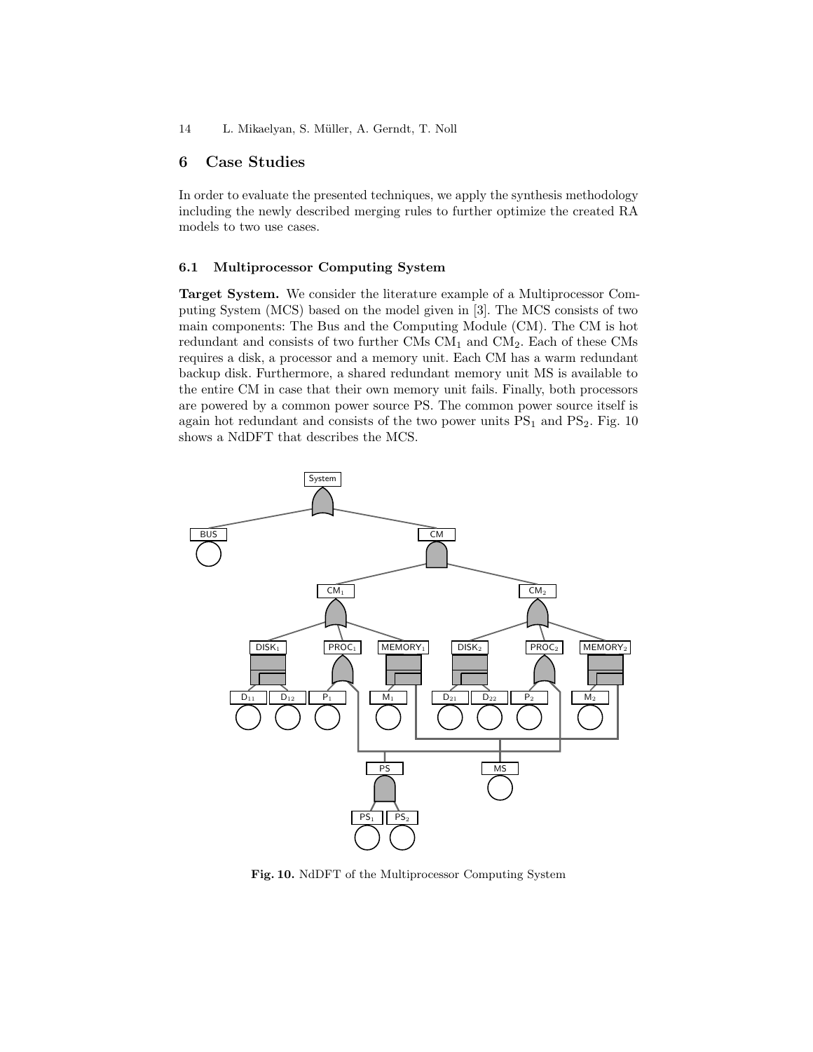## 6 Case Studies

In order to evaluate the presented techniques, we apply the synthesis methodology including the newly described merging rules to further optimize the created RA models to two use cases.

### 6.1 Multiprocessor Computing System

**Target System.** We consider the literature example of a Multiprocessor Computing System (MCS) based on the model given in [3]. The MCS consists of two main components: The Bus and the Computing Module (CM). The CM is hot redundant and consists of two further CMs $CM_1$ and $CM_2$. Each of these CMs requires a disk, a processor and a memory unit. Each CM has a warm redundant backup disk. Furthermore, a shared redundant memory unit MS is available to the entire CM in case that their own memory unit fails. Finally, both processors are powered by a common power source PS. The common power source itself is again hot redundant and consists of the two power units $PS_1$ and $PS_2$. Fig. 10 shows a NdDFT that describes the MCS.

**Fig. 10.** NdDFT of the Multiprocessor Computing System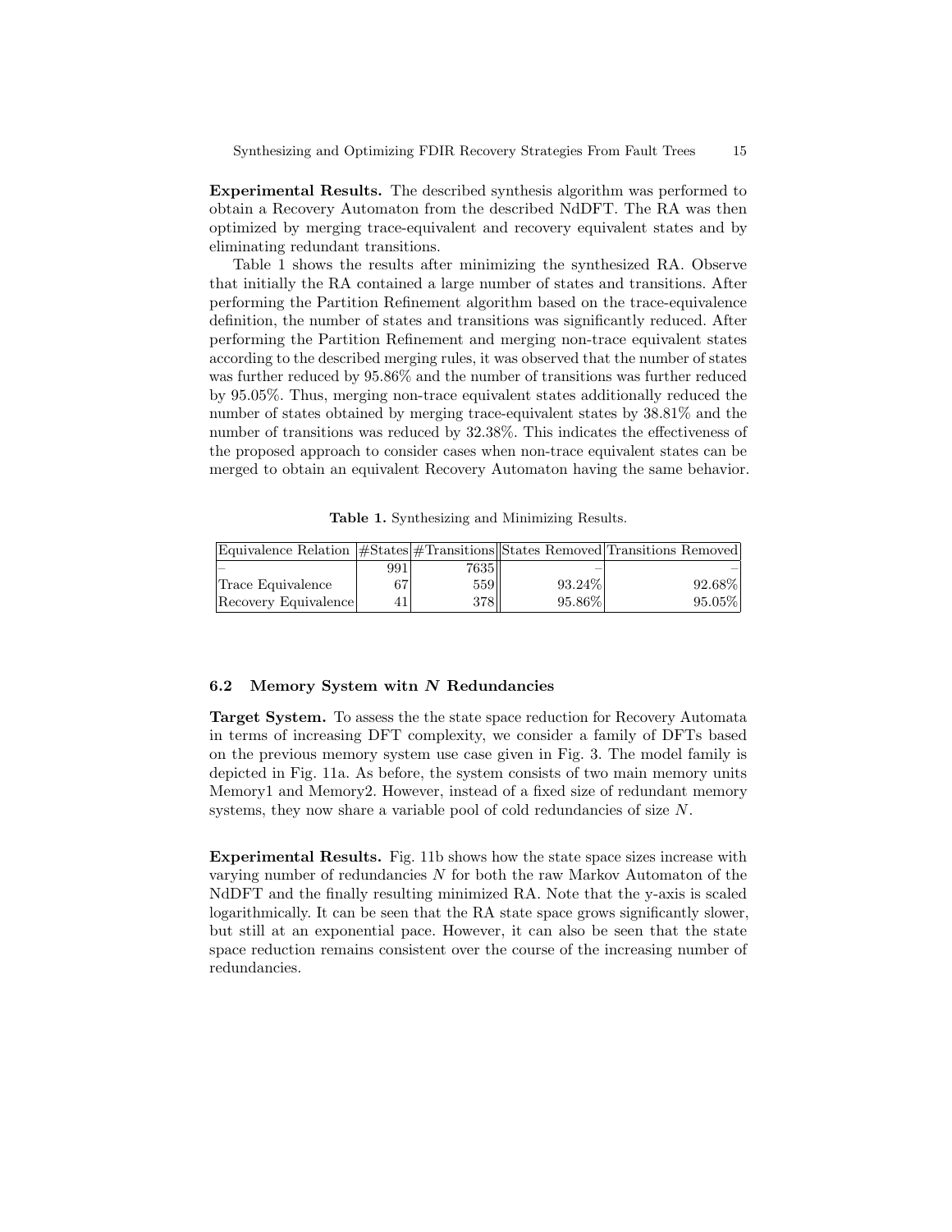**Experimental Results.** The described synthesis algorithm was performed to obtain a Recovery Automaton from the described NdDFT. The RA was then optimized by merging trace-equivalent and recovery equivalent states and by eliminating redundant transitions.

Table 1 shows the results after minimizing the synthesized RA. Observe that initially the RA contained a large number of states and transitions. After performing the Partition Refinement algorithm based on the trace-equivalence definition, the number of states and transitions was significantly reduced. After performing the Partition Refinement and merging non-trace equivalent states according to the described merging rules, it was observed that the number of states was further reduced by 95.86% and the number of transitions was further reduced by 95.05%. Thus, merging non-trace equivalent states additionally reduced the number of states obtained by merging trace-equivalent states by 38.81% and the number of transitions was reduced by 32.38%. This indicates the effectiveness of the proposed approach to consider cases when non-trace equivalent states can be merged to obtain an equivalent Recovery Automaton having the same behavior.

**Table 1.** Synthesizing and Minimizing Results.

| Equivalence Relation | #States | #Transitions | States Removed | Transitions Removed |
|---|---|---|---|---|
| – | 991 | 7635 | – | – |
| Trace Equivalence | 67 | 559 | 93.24% | 92.68% |
| Recovery Equivalence | 41 | 378 | 95.86% | 95.05% |

### 6.2 Memory System witn $N$ Redundancies

**Target System.** To assess the the state space reduction for Recovery Automata in terms of increasing DFT complexity, we consider a family of DFTs based on the previous memory system use case given in Fig. 3. The model family is depicted in Fig. 11a. As before, the system consists of two main memory units Memory1 and Memory2. However, instead of a fixed size of redundant memory systems, they now share a variable pool of cold redundancies of size $N$.

**Experimental Results.** Fig. 11b shows how the state space sizes increase with varying number of redundancies $N$ for both the raw Markov Automaton of the NdDFT and the finally resulting minimized RA. Note that the y-axis is scaled logarithmically. It can be seen that the RA state space grows significantly slower, but still at an exponential pace. However, it can also be seen that the state space reduction remains consistent over the course of the increasing number of redundancies.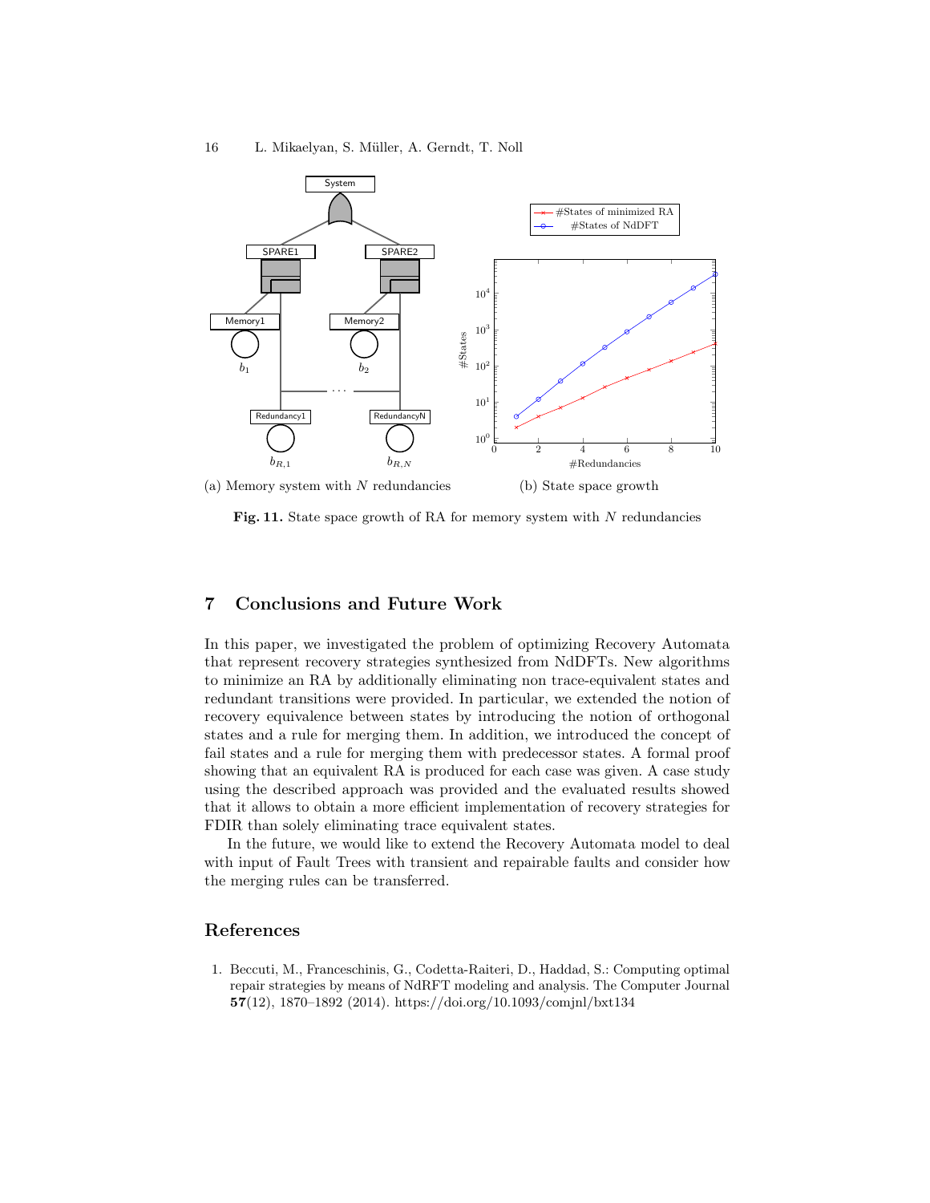(a) Memory system with $N$ redundancies

(b) State space growth

**Fig. 11.** State space growth of RA for memory system with $N$ redundancies

## 7 Conclusions and Future Work

In this paper, we investigated the problem of optimizing Recovery Automata that represent recovery strategies synthesized from NdDFTs. New algorithms to minimize an RA by additionally eliminating non trace-equivalent states and redundant transitions were provided. In particular, we extended the notion of recovery equivalence between states by introducing the notion of orthogonal states and a rule for merging them. In addition, we introduced the concept of fail states and a rule for merging them with predecessor states. A formal proof showing that an equivalent RA is produced for each case was given. A case study using the described approach was provided and the evaluated results showed that it allows to obtain a more efficient implementation of recovery strategies for FDIR than solely eliminating trace equivalent states.

In the future, we would like to extend the Recovery Automata model to deal with input of Fault Trees with transient and repairable faults and consider how the merging rules can be transferred.

## References

1. Beccuti, M., Franceschinis, G., Codetta-Raiteri, D., Haddad, S.: Computing optimal repair strategies by means of NdRFT modeling and analysis. The Computer Journal **57**(12), 1870–1892 (2014). https://doi.org/10.1093/comjnl/bxt134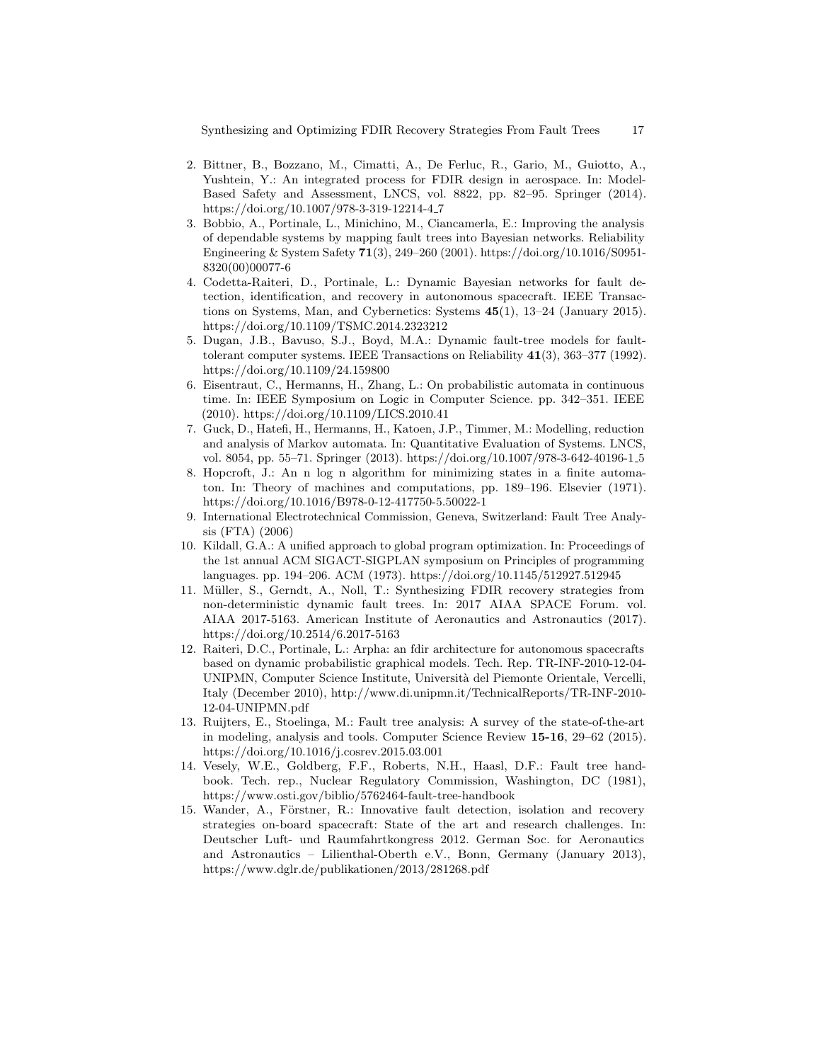2. Bittner, B., Bozzano, M., Cimatti, A., De Ferluc, R., Gario, M., Guiotto, A., Yushtein, Y.: An integrated process for FDIR design in aerospace. In: Model-Based Safety and Assessment, LNCS, vol. 8822, pp. 82–95. Springer (2014). https://doi.org/10.1007/978-3-319-12214-4_7
3. Bobbio, A., Portinale, L., Minichino, M., Ciancamerla, E.: Improving the analysis of dependable systems by mapping fault trees into Bayesian networks. Reliability Engineering & System Safety **71**(3), 249–260 (2001). https://doi.org/10.1016/S0951-8320(00)00077-6
4. Codetta-Raiteri, D., Portinale, L.: Dynamic Bayesian networks for fault detection, identification, and recovery in autonomous spacecraft. IEEE Transactions on Systems, Man, and Cybernetics: Systems **45**(1), 13–24 (January 2015). https://doi.org/10.1109/TSMC.2014.2323212
5. Dugan, J.B., Bavuso, S.J., Boyd, M.A.: Dynamic fault-tree models for fault-tolerant computer systems. IEEE Transactions on Reliability **41**(3), 363–377 (1992). https://doi.org/10.1109/24.159800
6. Eisentraut, C., Hermanns, H., Zhang, L.: On probabilistic automata in continuous time. In: IEEE Symposium on Logic in Computer Science. pp. 342–351. IEEE (2010). https://doi.org/10.1109/LICS.2010.41
7. Guck, D., Hatefi, H., Hermanns, H., Katoen, J.P., Timmer, M.: Modelling, reduction and analysis of Markov automata. In: Quantitative Evaluation of Systems. LNCS, vol. 8054, pp. 55–71. Springer (2013). https://doi.org/10.1007/978-3-642-40196-1_5
8. Hopcroft, J.: An n log n algorithm for minimizing states in a finite automaton. In: Theory of machines and computations, pp. 189–196. Elsevier (1971). https://doi.org/10.1016/B978-0-12-417750-5.50022-1
9. International Electrotechnical Commission, Geneva, Switzerland: Fault Tree Analysis (FTA) (2006)
10. Kildall, G.A.: A unified approach to global program optimization. In: Proceedings of the 1st annual ACM SIGACT-SIGPLAN symposium on Principles of programming languages. pp. 194–206. ACM (1973). https://doi.org/10.1145/512927.512945
11. Müller, S., Gerndt, A., Noll, T.: Synthesizing FDIR recovery strategies from non-deterministic dynamic fault trees. In: 2017 AIAA SPACE Forum. vol. AIAA 2017-5163. American Institute of Aeronautics and Astronautics (2017). https://doi.org/10.2514/6.2017-5163
12. Raiteri, D.C., Portinale, L.: Arpha: an fdir architecture for autonomous spacecrafts based on dynamic probabilistic graphical models. Tech. Rep. TR-INF-2010-12-04-UNIPMN, Computer Science Institute, Università del Piemonte Orientale, Vercelli, Italy (December 2010), http://www.di.unipmn.it/TechnicalReports/TR-INF-2010-12-04-UNIPMN.pdf
13. Ruijters, E., Stoelinga, M.: Fault tree analysis: A survey of the state-of-the-art in modeling, analysis and tools. Computer Science Review **15-16**, 29–62 (2015). https://doi.org/10.1016/j.cosrev.2015.03.001
14. Vesely, W.E., Goldberg, F.F., Roberts, N.H., Haasl, D.F.: Fault tree handbook. Tech. rep., Nuclear Regulatory Commission, Washington, DC (1981), https://www.osti.gov/biblio/5762464-fault-tree-handbook
15. Wander, A., Förstner, R.: Innovative fault detection, isolation and recovery strategies on-board spacecraft: State of the art and research challenges. In: Deutscher Luft- und Raumfahrtkongress 2012. German Soc. for Aeronautics and Astronautics – Lilienthal-Oberth e.V., Bonn, Germany (January 2013), https://www.dglr.de/publikationen/2013/281268.pdf